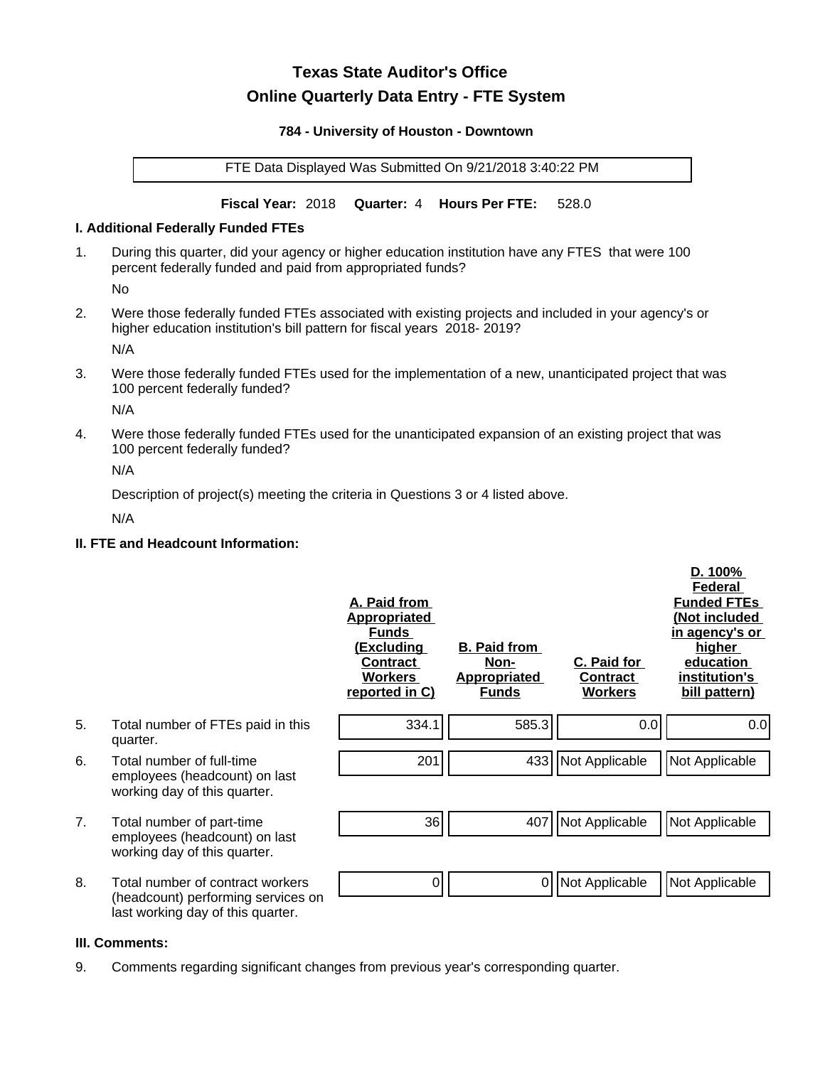# Texas State Auditor's Office

## Online Quarterly Data Entry - FTE System

**784 - University of Houston - Downtown**

FTE Data Displayed Was Submitted On 9/21/2018 3:40:22 PM

**Fiscal Year:** 2018 **Quarter:** 4 **Hours Per FTE:** 528.0

### I. Additional Federally Funded FTEs

1. During this quarter, did your agency or higher education institution have any FTES that were 100 percent federally funded and paid from appropriated funds?

   No

2. Were those federally funded FTEs associated with existing projects and included in your agency's or higher education institution's bill pattern for fiscal years 2018- 2019?

   N/A

3. Were those federally funded FTEs used for the implementation of a new, unanticipated project that was 100 percent federally funded?

   N/A

4. Were those federally funded FTEs used for the unanticipated expansion of an existing project that was 100 percent federally funded?

   N/A

   Description of project(s) meeting the criteria in Questions 3 or 4 listed above.

   N/A

### II. FTE and Headcount Information:

| | | A. Paid from Appropriated Funds (Excluding Contract Workers reported in C) | B. Paid from Non-Appropriated Funds | C. Paid for Contract Workers | D. 100% Federal Funded FTEs (Not included in agency's or higher education institution's bill pattern) |
|---|---|---|---|---|---|
| 5. | Total number of FTEs paid in this quarter. | 334.1 | 585.3 | 0.0 | 0.0 |
| 6. | Total number of full-time employees (headcount) on last working day of this quarter. | 201 | 433 | Not Applicable | Not Applicable |
| 7. | Total number of part-time employees (headcount) on last working day of this quarter. | 36 | 407 | Not Applicable | Not Applicable |
| 8. | Total number of contract workers (headcount) performing services on last working day of this quarter. | 0 | 0 | Not Applicable | Not Applicable |

### III. Comments:

9. Comments regarding significant changes from previous year's corresponding quarter.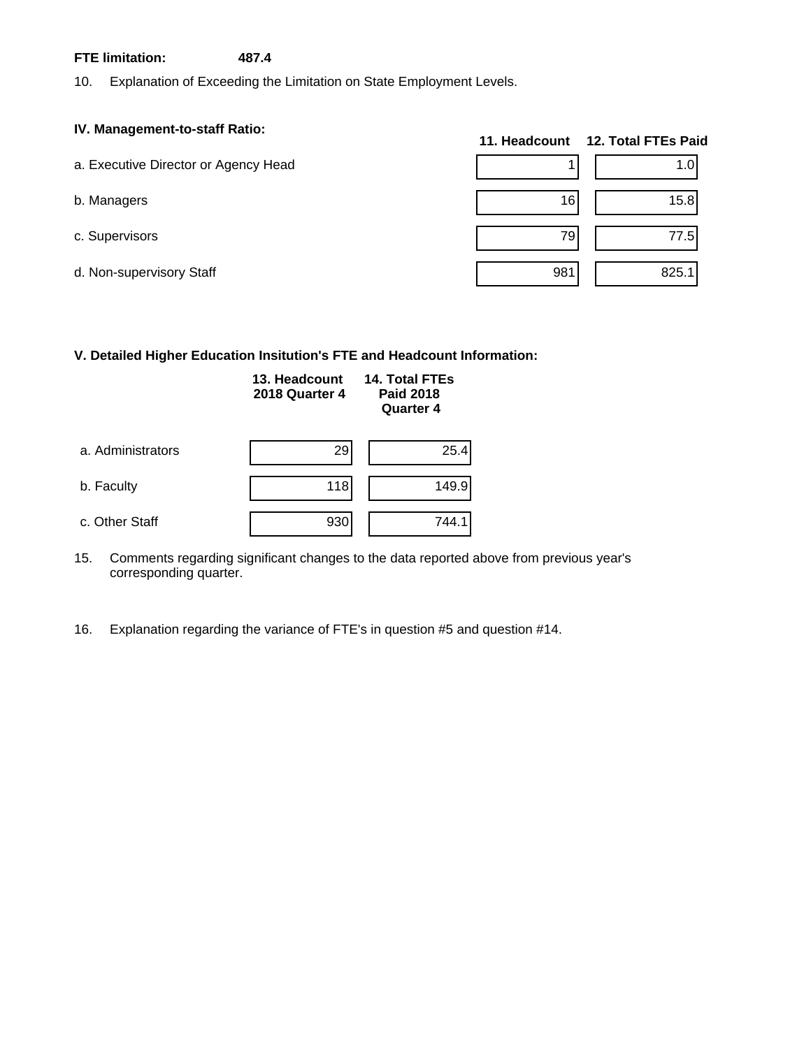**FTE limitation:** **487.4**

10. Explanation of Exceeding the Limitation on State Employment Levels.

**IV. Management-to-staff Ratio:**

| | 11. Headcount | 12. Total FTEs Paid |
|---|---|---|
| a. Executive Director or Agency Head | 1 | 1.0 |
| b. Managers | 16 | 15.8 |
| c. Supervisors | 79 | 77.5 |
| d. Non-supervisory Staff | 981 | 825.1 |

**V. Detailed Higher Education Insitution's FTE and Headcount Information:**

| | 13. Headcount 2018 Quarter 4 | 14. Total FTEs Paid 2018 Quarter 4 |
|---|---|---|
| a. Administrators | 29 | 25.4 |
| b. Faculty | 118 | 149.9 |
| c. Other Staff | 930 | 744.1 |

15. Comments regarding significant changes to the data reported above from previous year's corresponding quarter.

16. Explanation regarding the variance of FTE's in question #5 and question #14.